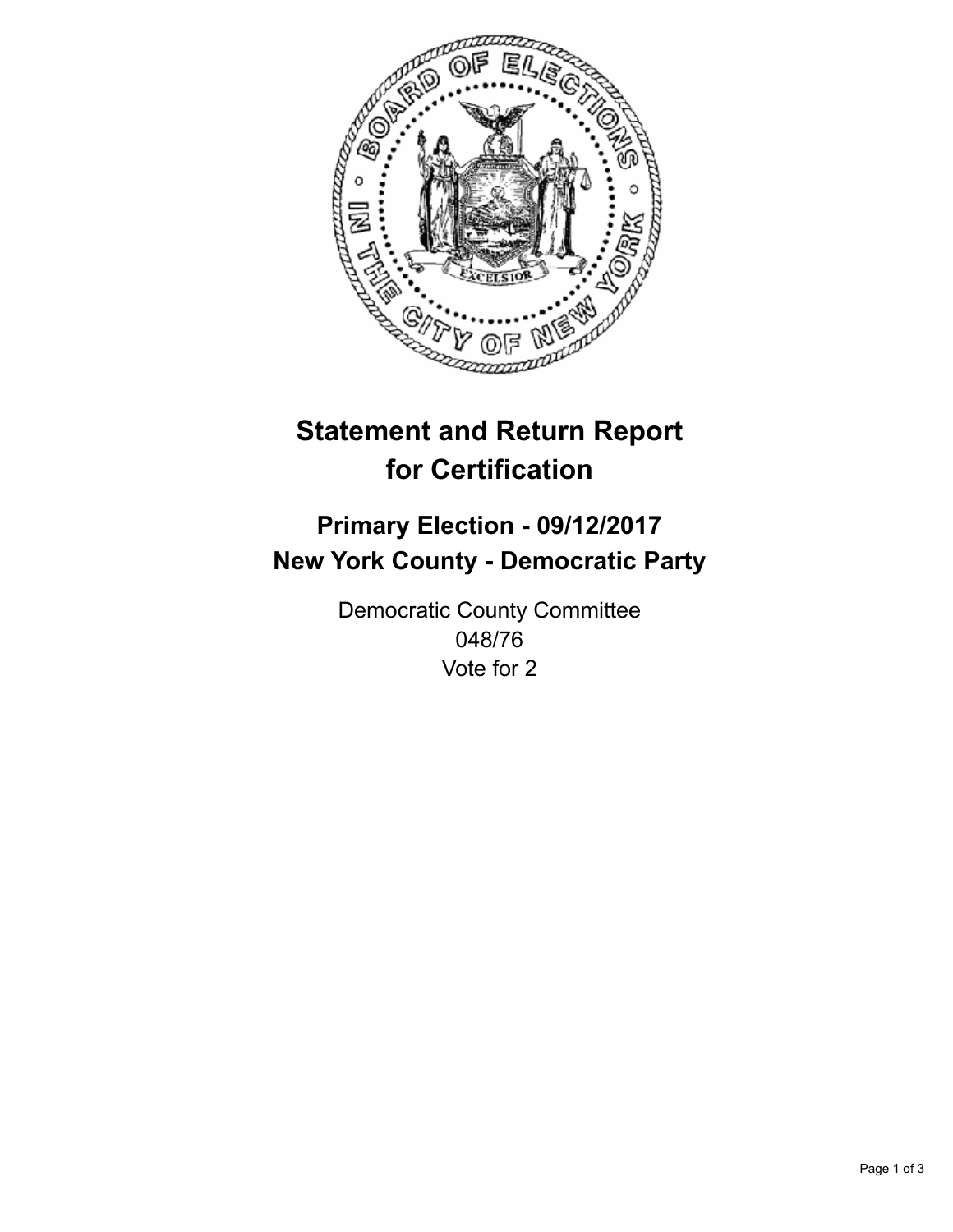# Statement and Return Report for Certification

## Primary Election - 09/12/2017
## New York County - Democratic Party

Democratic County Committee
048/76
Vote for 2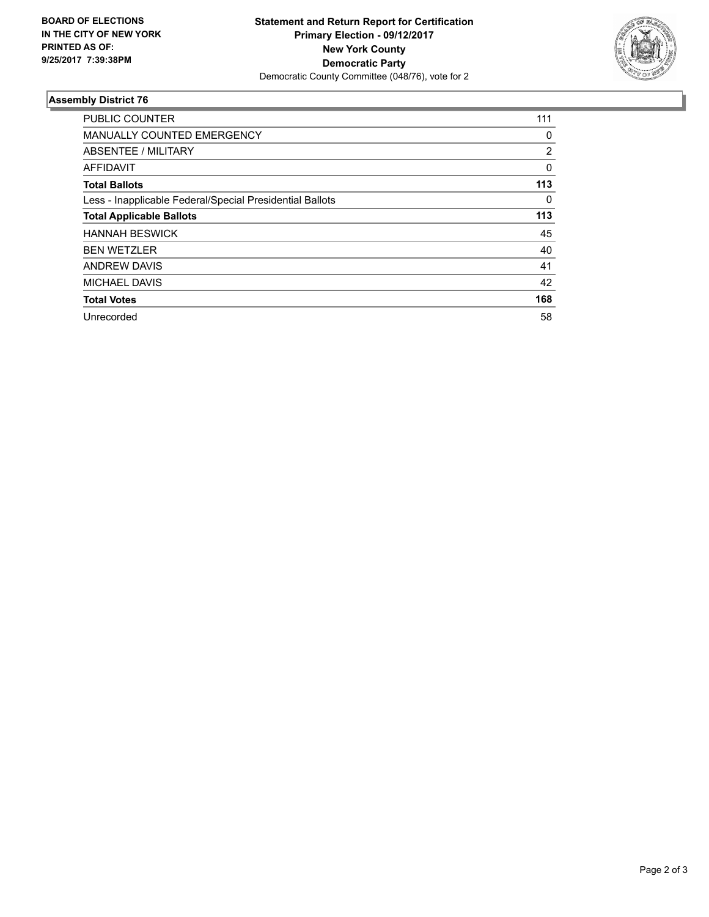BOARD OF ELECTIONS
IN THE CITY OF NEW YORK
PRINTED AS OF:
9/25/2017 7:39:38PM

**Statement and Return Report for Certification**
**Primary Election - 09/12/2017**
**New York County**
**Democratic Party**
Democratic County Committee (048/76), vote for 2

## Assembly District 76

| | |
|---|---|
| PUBLIC COUNTER | 111 |
| MANUALLY COUNTED EMERGENCY | 0 |
| ABSENTEE / MILITARY | 2 |
| AFFIDAVIT | 0 |
| **Total Ballots** | **113** |
| Less - Inapplicable Federal/Special Presidential Ballots | 0 |
| **Total Applicable Ballots** | **113** |
| HANNAH BESWICK | 45 |
| BEN WETZLER | 40 |
| ANDREW DAVIS | 41 |
| MICHAEL DAVIS | 42 |
| **Total Votes** | **168** |
| Unrecorded | 58 |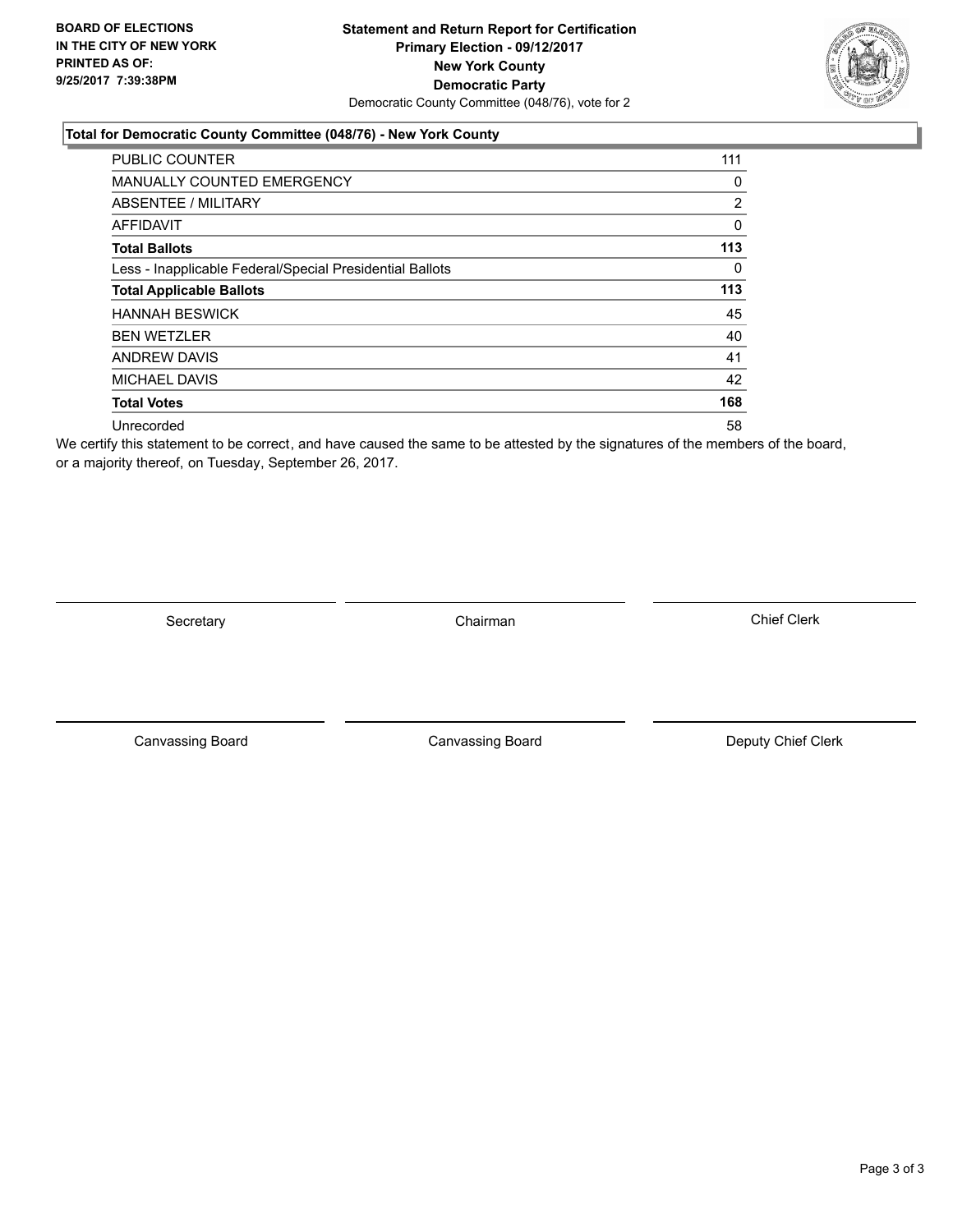**BOARD OF ELECTIONS IN THE CITY OF NEW YORK PRINTED AS OF: 9/25/2017 7:39:38PM**

**Statement and Return Report for Certification**
**Primary Election - 09/12/2017**
**New York County**
**Democratic Party**
Democratic County Committee (048/76), vote for 2

### Total for Democratic County Committee (048/76) - New York County

| | |
|---|---|
| PUBLIC COUNTER | 111 |
| MANUALLY COUNTED EMERGENCY | 0 |
| ABSENTEE / MILITARY | 2 |
| AFFIDAVIT | 0 |
| **Total Ballots** | **113** |
| Less - Inapplicable Federal/Special Presidential Ballots | 0 |
| **Total Applicable Ballots** | **113** |
| HANNAH BESWICK | 45 |
| BEN WETZLER | 40 |
| ANDREW DAVIS | 41 |
| MICHAEL DAVIS | 42 |
| **Total Votes** | **168** |
| Unrecorded | 58 |

We certify this statement to be correct, and have caused the same to be attested by the signatures of the members of the board, or a majority thereof, on Tuesday, September 26, 2017.

Secretary

Chairman

Chief Clerk

Canvassing Board

Canvassing Board

Deputy Chief Clerk